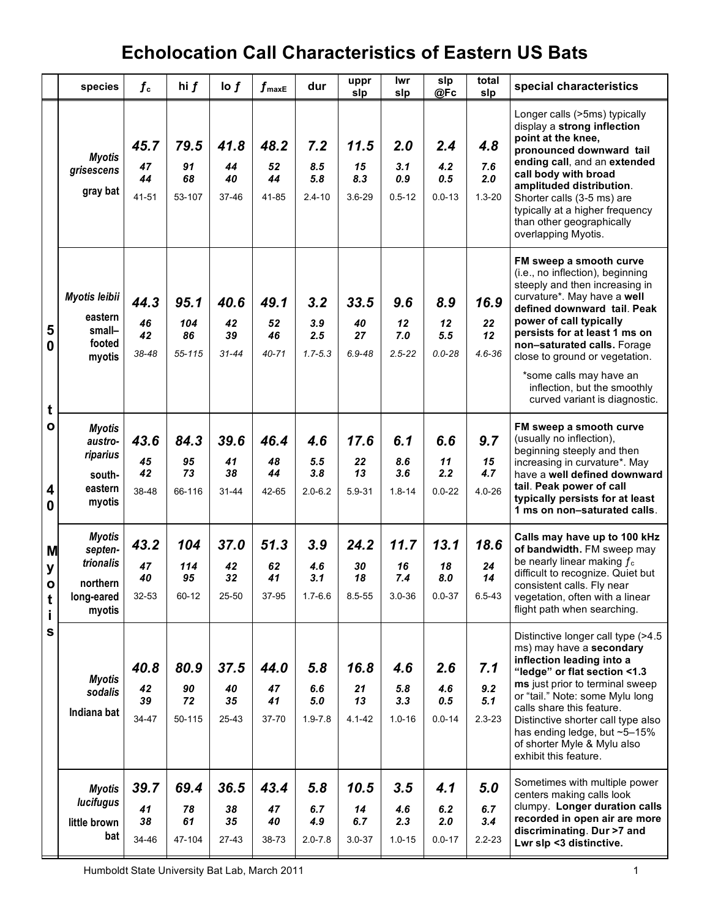# Echolocation Call Characteristics of Eastern US Bats

| | species | $f_c$ | hi $f$ | lo $f$ | $f_{maxE}$ | dur | uppr slp | lwr slp | slp @Fc | total slp | special characteristics |
|---|---|---|---|---|---|---|---|---|---|---|---|
| 50 to 40 Myotis | *Myotis grisescens* gray bat | ***45.7*** *47* *44* 41-51 | ***79.5*** *91* *68* 53-107 | ***41.8*** *44* *40* 37-46 | ***48.2*** *52* *44* 41-85 | ***7.2*** *8.5* *5.8* 2.4-10 | ***11.5*** *15* *8.3* 3.6-29 | ***2.0*** *3.1* *0.9* 0.5-12 | ***2.4*** *4.2* *0.5* 0.0-13 | ***4.8*** *7.6* *2.0* 1.3-20 | Longer calls (>5ms) typically display a **strong inflection point at the knee, pronounced downward tail ending call**, and an **extended call body with broad amplituded distribution**. Shorter calls (3-5 ms) are typically at a higher frequency than other geographically overlapping Myotis. |
| | *Myotis leibii* eastern small–footed myotis | ***44.3*** *46* *42* *38-48* | ***95.1*** *104* *86* *55-115* | ***40.6*** *42* *39* *31-44* | ***49.1*** *52* *46* *40-71* | ***3.2*** *3.9* *2.5* *1.7-5.3* | ***33.5*** *40* *27* *6.9-48* | ***9.6*** *12* *7.0* *2.5-22* | ***8.9*** *12* *5.5* *0.0-28* | ***16.9*** *22* *12* *4.6-36* | **FM sweep a smooth curve** (i.e., no inflection), beginning steeply and then increasing in curvature*. May have a **well defined downward tail**. **Peak power of call typically persists for at least 1 ms on non–saturated calls.** Forage close to ground or vegetation. *some calls may have an inflection, but the smoothly curved variant is diagnostic. |
| | *Myotis austro-riparius* south-eastern myotis | ***43.6*** *45* *42* 38-48 | ***84.3*** *95* *73* 66-116 | ***39.6*** *41* *38* 31-44 | ***46.4*** *48* *44* 42-65 | ***4.6*** *5.5* *3.8* 2.0-6.2 | ***17.6*** *22* *13* 5.9-31 | ***6.1*** *8.6* *3.6* 1.8-14 | ***6.6*** *11* *2.2* 0.0-22 | ***9.7*** *15* *4.7* 4.0-26 | **FM sweep a smooth curve** (usually no inflection), beginning steeply and then increasing in curvature*. May have a **well defined downward tail**. **Peak power of call typically persists for at least 1 ms on non–saturated calls**. |
| | *Myotis septen-trionalis* northern long-eared myotis | ***43.2*** *47* *40* 32-53 | ***104*** *114* *95* 60-12 | ***37.0*** *42* *32* 25-50 | ***51.3*** *62* *41* 37-95 | ***3.9*** *4.6* *3.1* 1.7-6.6 | ***24.2*** *30* *18* 8.5-55 | ***11.7*** *16* *7.4* 3.0-36 | ***13.1*** *18* *8.0* 0.0-37 | ***18.6*** *24* *14* 6.5-43 | **Calls may have up to 100 kHz of bandwidth.** FM sweep may be nearly linear making $f_c$ difficult to recognize. Quiet but consistent calls. Fly near vegetation, often with a linear flight path when searching. |
| | *Myotis sodalis* Indiana bat | ***40.8*** *42* *39* 34-47 | ***80.9*** *90* *72* 50-115 | ***37.5*** *40* *35* 25-43 | ***44.0*** *47* *41* 37-70 | ***5.8*** *6.6* *5.0* 1.9-7.8 | ***16.8*** *21* *13* 4.1-42 | ***4.6*** *5.8* *3.3* 1.0-16 | ***2.6*** *4.6* *0.5* 0.0-14 | ***7.1*** *9.2* *5.1* 2.3-23 | Distinctive longer call type (>4.5 ms) may have a **secondary inflection leading into a "ledge" or flat section <1.3 ms** just prior to terminal sweep or "tail." Note: some Mylu long calls share this feature. Distinctive shorter call type also has ending ledge, but ~5–15% of shorter Myle & Mylu also exhibit this feature. |
| | *Myotis lucifugus* little brown bat | ***39.7*** *41* *38* 34-46 | ***69.4*** *78* *61* 47-104 | ***36.5*** *38* *35* 27-43 | ***43.4*** *47* *40* 38-73 | ***5.8*** *6.7* *4.9* 2.0-7.8 | ***10.5*** *14* *6.7* 3.0-37 | ***3.5*** *4.6* *2.3* 1.0-15 | ***4.1*** *6.2* *2.0* 0.0-17 | ***5.0*** *6.7* *3.4* 2.2-23 | Sometimes with multiple power centers making calls look clumpy. **Longer duration calls recorded in open air are more discriminating**. **Dur >7 and Lwr slp <3 distinctive.** |

Humboldt State University Bat Lab, March 2011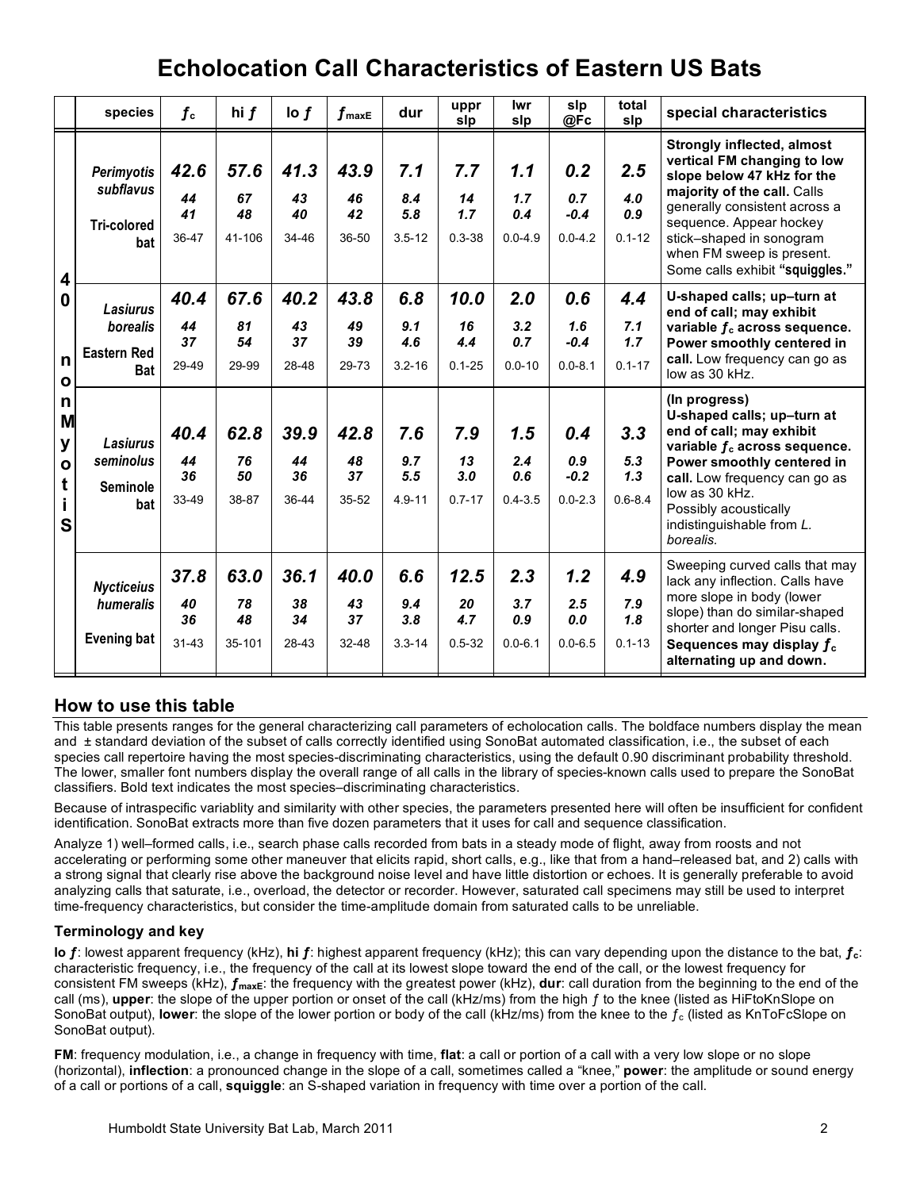# Echolocation Call Characteristics of Eastern US Bats

| | species | $f_c$ | hi $f$ | lo $f$ | $f_{maxE}$ | dur | uppr slp | lwr slp | slp @Fc | total slp | special characteristics |
|---|---|---|---|---|---|---|---|---|---|---|---|
| 40 nonMyotis | *Perimyotis subflavus* Tri-colored bat | **42.6** 44 41 36-47 | **57.6** 67 48 41-106 | **41.3** 43 40 34-46 | **43.9** 46 42 36-50 | **7.1** 8.4 5.8 3.5-12 | **7.7** 14 1.7 0.3-38 | **1.1** 1.7 0.4 0.0-4.9 | **0.2** 0.7 -0.4 0.0-4.2 | **2.5** 4.0 0.9 0.1-12 | **Strongly inflected, almost vertical FM changing to low slope below 47 kHz for the majority of the call.** Calls generally consistent across a sequence. Appear hockey stick–shaped in sonogram when FM sweep is present. Some calls exhibit **"squiggles."** |
| | *Lasiurus borealis* Eastern Red Bat | **40.4** 44 37 29-49 | **67.6** 81 54 29-99 | **40.2** 43 37 28-48 | **43.8** 49 39 29-73 | **6.8** 9.1 4.6 3.2-16 | **10.0** 16 4.4 0.1-25 | **2.0** 3.2 0.7 0.0-10 | **0.6** 1.6 -0.4 0.0-8.1 | **4.4** 7.1 1.7 0.1-17 | **U-shaped calls; up–turn at end of call; may exhibit variable $f_c$ across sequence. Power smoothly centered in call.** Low frequency can go as low as 30 kHz. |
| | *Lasiurus seminolus* Seminole bat | **40.4** 44 36 33-49 | **62.8** 76 50 38-87 | **39.9** 44 36 36-44 | **42.8** 48 37 35-52 | **7.6** 9.7 5.5 4.9-11 | **7.9** 13 3.0 0.7-17 | **1.5** 2.4 0.6 0.4-3.5 | **0.4** 0.9 -0.2 0.0-2.3 | **3.3** 5.3 1.3 0.6-8.4 | **(In progress) U-shaped calls; up–turn at end of call; may exhibit variable $f_c$ across sequence. Power smoothly centered in call.** Low frequency can go as low as 30 kHz. Possibly acoustically indistinguishable from *L. borealis.* |
| | *Nycticeius humeralis* Evening bat | **37.8** 40 36 31-43 | **63.0** 78 48 35-101 | **36.1** 38 34 28-43 | **40.0** 43 37 32-48 | **6.6** 9.4 3.8 3.3-14 | **12.5** 20 4.7 0.5-32 | **2.3** 3.7 0.9 0.0-6.1 | **1.2** 2.5 0.0 0.0-6.5 | **4.9** 7.9 1.8 0.1-13 | Sweeping curved calls that may lack any inflection. Calls have more slope in body (lower slope) than do similar-shaped shorter and longer Pisu calls. **Sequences may display $f_c$ alternating up and down.** |

## How to use this table

This table presents ranges for the general characterizing call parameters of echolocation calls. The boldface numbers display the mean and ± standard deviation of the subset of calls correctly identified using SonoBat automated classification, i.e., the subset of each species call repertoire having the most species-discriminating characteristics, using the default 0.90 discriminant probability threshold. The lower, smaller font numbers display the overall range of all calls in the library of species-known calls used to prepare the SonoBat classifiers. Bold text indicates the most species–discriminating characteristics.

Because of intraspecific variablity and similarity with other species, the parameters presented here will often be insufficient for confident identification. SonoBat extracts more than five dozen parameters that it uses for call and sequence classification.

Analyze 1) well–formed calls, i.e., search phase calls recorded from bats in a steady mode of flight, away from roosts and not accelerating or performing some other maneuver that elicits rapid, short calls, e.g., like that from a hand–released bat, and 2) calls with a strong signal that clearly rise above the background noise level and have little distortion or echoes. It is generally preferable to avoid analyzing calls that saturate, i.e., overload, the detector or recorder. However, saturated call specimens may still be used to interpret time-frequency characteristics, but consider the time-amplitude domain from saturated calls to be unreliable.

### Terminology and key

**lo $f$**: lowest apparent frequency (kHz), **hi $f$**: highest apparent frequency (kHz); this can vary depending upon the distance to the bat, **$f_c$**: characteristic frequency, i.e., the frequency of the call at its lowest slope toward the end of the call, or the lowest frequency for consistent FM sweeps (kHz), **$f_{maxE}$**: the frequency with the greatest power (kHz), **dur**: call duration from the beginning to the end of the call (ms), **upper**: the slope of the upper portion or onset of the call (kHz/ms) from the high $f$ to the knee (listed as HiFtoKnSlope on SonoBat output), **lower**: the slope of the lower portion or body of the call (kHz/ms) from the knee to the $f_c$ (listed as KnToFcSlope on SonoBat output).

**FM**: frequency modulation, i.e., a change in frequency with time, **flat**: a call or portion of a call with a very low slope or no slope (horizontal), **inflection**: a pronounced change in the slope of a call, sometimes called a "knee," **power**: the amplitude or sound energy of a call or portions of a call, **squiggle**: an S-shaped variation in frequency with time over a portion of the call.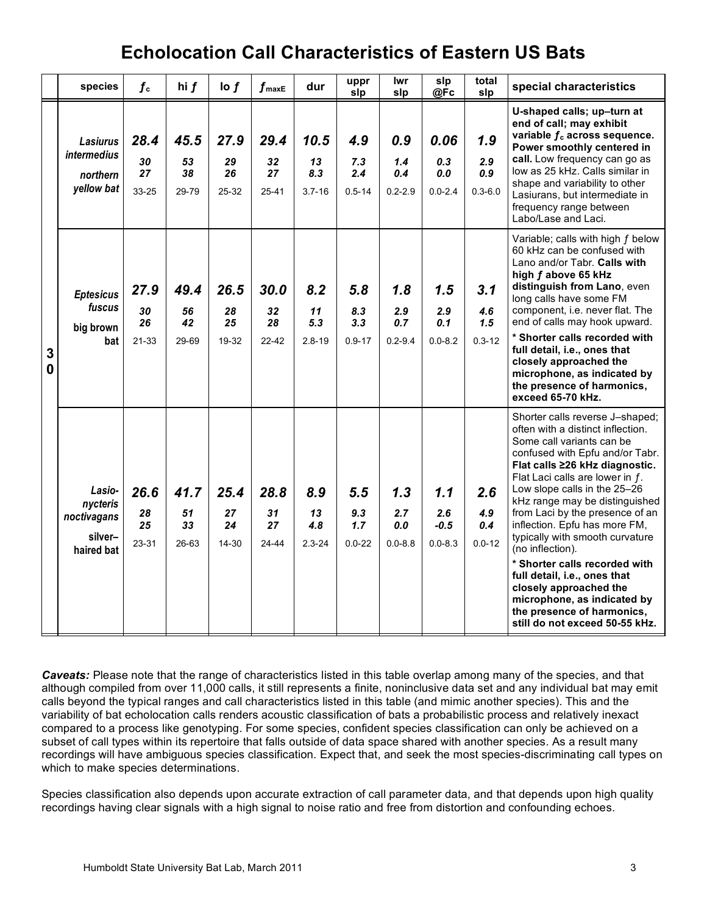# Echolocation Call Characteristics of Eastern US Bats

| | species | $f_c$ | hi $f$ | lo $f$ | $f_{maxE}$ | dur | uppr slp | lwr slp | slp @Fc | total slp | special characteristics |
|---|---|---|---|---|---|---|---|---|---|---|---|
| 30 | ***Lasiurus intermedius*** **northern yellow bat** | ***28.4*** ***30*** ***27*** 33-25 | ***45.5*** ***53*** ***38*** 29-79 | ***27.9*** ***29*** ***26*** 25-32 | ***29.4*** ***32*** ***27*** 25-41 | ***10.5*** ***13*** ***8.3*** 3.7-16 | ***4.9*** ***7.3*** ***2.4*** 0.5-14 | ***0.9*** ***1.4*** ***0.4*** 0.2-2.9 | ***0.06*** ***0.3*** ***0.0*** 0.0-2.4 | ***1.9*** ***2.9*** ***0.9*** 0.3-6.0 | **U-shaped calls; up–turn at end of call; may exhibit variable $f_c$ across sequence. Power smoothly centered in call.** Low frequency can go as low as 25 kHz. Calls similar in shape and variability to other Lasiurans, but intermediate in frequency range between Labo/Lase and Laci. |
| 30 | ***Eptesicus fuscus*** **big brown bat** | ***27.9*** ***30*** ***26*** 21-33 | ***49.4*** ***56*** ***42*** 29-69 | ***26.5*** ***28*** ***25*** 19-32 | ***30.0*** ***32*** ***28*** 22-42 | ***8.2*** ***11*** ***5.3*** 2.8-19 | ***5.8*** ***8.3*** ***3.3*** 0.9-17 | ***1.8*** ***2.9*** ***0.7*** 0.2-9.4 | ***1.5*** ***2.9*** ***0.1*** 0.0-8.2 | ***3.1*** ***4.6*** ***1.5*** 0.3-12 | Variable; calls with high $f$ below 60 kHz can be confused with Lano and/or Tabr. **Calls with high $f$ above 65 kHz distinguish from Lano**, even long calls have some FM component, i.e. never flat. The end of calls may hook upward. **\* Shorter calls recorded with full detail, i.e., ones that closely approached the microphone, as indicated by the presence of harmonics, exceed 65-70 kHz.** |
| 30 | ***Lasionycteris noctivagans*** **silver–haired bat** | ***26.6*** ***28*** ***25*** 23-31 | ***41.7*** ***51*** ***33*** 26-63 | ***25.4*** ***27*** ***24*** 14-30 | ***28.8*** ***31*** ***27*** 24-44 | ***8.9*** ***13*** ***4.8*** 2.3-24 | ***5.5*** ***9.3*** ***1.7*** 0.0-22 | ***1.3*** ***2.7*** ***0.0*** 0.0-8.8 | ***1.1*** ***2.6*** ***-0.5*** 0.0-8.3 | ***2.6*** ***4.9*** ***0.4*** 0.0-12 | Shorter calls reverse J–shaped; often with a distinct inflection. Some call variants can be confused with Epfu and/or Tabr. **Flat calls ≥26 kHz diagnostic.** Flat Laci calls are lower in $f$. Low slope calls in the 25–26 kHz range may be distinguished from Laci by the presence of an inflection. Epfu has more FM, typically with smooth curvature (no inflection). **\* Shorter calls recorded with full detail, i.e., ones that closely approached the microphone, as indicated by the presence of harmonics, still do not exceed 50-55 kHz.** |

***Caveats:*** Please note that the range of characteristics listed in this table overlap among many of the species, and that although compiled from over 11,000 calls, it still represents a finite, noninclusive data set and any individual bat may emit calls beyond the typical ranges and call characteristics listed in this table (and mimic another species). This and the variability of bat echolocation calls renders acoustic classification of bats a probabilistic process and relatively inexact compared to a process like genotyping. For some species, confident species classification can only be achieved on a subset of call types within its repertoire that falls outside of data space shared with another species. As a result many recordings will have ambiguous species classification. Expect that, and seek the most species-discriminating call types on which to make species determinations.

Species classification also depends upon accurate extraction of call parameter data, and that depends upon high quality recordings having clear signals with a high signal to noise ratio and free from distortion and confounding echoes.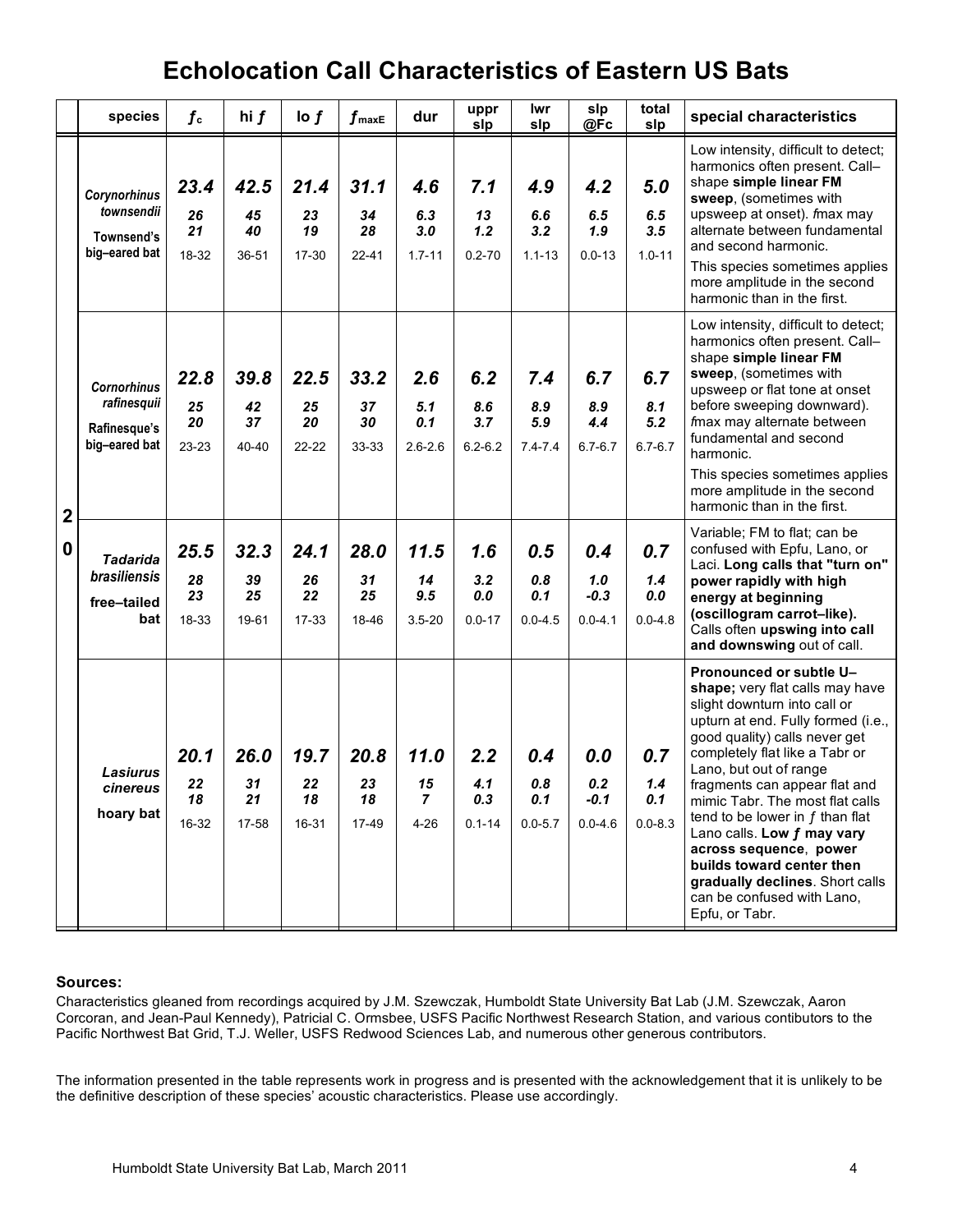# Echolocation Call Characteristics of Eastern US Bats

| | species | $f_c$ | hi $f$ | lo $f$ | $f_{maxE}$ | dur | uppr slp | lwr slp | slp @Fc | total slp | special characteristics |
|---|---|---|---|---|---|---|---|---|---|---|---|
| 20 | ***Corynorhinus townsendii*** **Townsend's big–eared bat** | ***23.4*** ***26*** ***21*** 18-32 | ***42.5*** ***45*** ***40*** 36-51 | ***21.4*** ***23*** ***19*** 17-30 | ***31.1*** ***34*** ***28*** 22-41 | ***4.6*** ***6.3*** ***3.0*** 1.7-11 | ***7.1*** ***13*** ***1.2*** 0.2-70 | ***4.9*** ***6.6*** ***3.2*** 1.1-13 | ***4.2*** ***6.5*** ***1.9*** 0.0-13 | ***5.0*** ***6.5*** ***3.5*** 1.0-11 | Low intensity, difficult to detect; harmonics often present. Call–shape **simple linear FM sweep**, (sometimes with upsweep at onset). *f*max may alternate between fundamental and second harmonic. This species sometimes applies more amplitude in the second harmonic than in the first. |
| | ***Cornorhinus rafinesquii*** **Rafinesque's big–eared bat** | ***22.8*** ***25*** ***20*** 23-23 | ***39.8*** ***42*** ***37*** 40-40 | ***22.5*** ***25*** ***20*** 22-22 | ***33.2*** ***37*** ***30*** 33-33 | ***2.6*** ***5.1*** ***0.1*** 2.6-2.6 | ***6.2*** ***8.6*** ***3.7*** 6.2-6.2 | ***7.4*** ***8.9*** ***5.9*** 7.4-7.4 | ***6.7*** ***8.9*** ***4.4*** 6.7-6.7 | ***6.7*** ***8.1*** ***5.2*** 6.7-6.7 | Low intensity, difficult to detect; harmonics often present. Call–shape **simple linear FM sweep**, (sometimes with upsweep or flat tone at onset before sweeping downward). *f*max may alternate between fundamental and second harmonic. This species sometimes applies more amplitude in the second harmonic than in the first. |
| | ***Tadarida brasiliensis*** **free–tailed bat** | ***25.5*** ***28*** ***23*** 18-33 | ***32.3*** ***39*** ***25*** 19-61 | ***24.1*** ***26*** ***22*** 17-33 | ***28.0*** ***31*** ***25*** 18-46 | ***11.5*** ***14*** ***9.5*** 3.5-20 | ***1.6*** ***3.2*** ***0.0*** 0.0-17 | ***0.5*** ***0.8*** ***0.1*** 0.0-4.5 | ***0.4*** ***1.0*** ***-0.3*** 0.0-4.1 | ***0.7*** ***1.4*** ***0.0*** 0.0-4.8 | Variable; FM to flat; can be confused with Epfu, Lano, or Laci. **Long calls that "turn on" power rapidly with high energy at beginning (oscillogram carrot–like).** Calls often **upswing into call and downswing** out of call. |
| | ***Lasiurus cinereus*** **hoary bat** | ***20.1*** ***22*** ***18*** 16-32 | ***26.0*** ***31*** ***21*** 17-58 | ***19.7*** ***22*** ***18*** 16-31 | ***20.8*** ***23*** ***18*** 17-49 | ***11.0*** ***15*** ***7*** 4-26 | ***2.2*** ***4.1*** ***0.3*** 0.1-14 | ***0.4*** ***0.8*** ***0.1*** 0.0-5.7 | ***0.0*** ***0.2*** ***-0.1*** 0.0-4.6 | ***0.7*** ***1.4*** ***0.1*** 0.0-8.3 | **Pronounced or subtle U–shape;** very flat calls may have slight downturn into call or upturn at end. Fully formed (i.e., good quality) calls never get completely flat like a Tabr or Lano, but out of range fragments can appear flat and mimic Tabr. The most flat calls tend to be lower in *f* than flat Lano calls. **Low *f* may vary across sequence, power builds toward center then gradually declines**. Short calls can be confused with Lano, Epfu, or Tabr. |

**Sources:**

Characteristics gleaned from recordings acquired by J.M. Szewczak, Humboldt State University Bat Lab (J.M. Szewczak, Aaron Corcoran, and Jean-Paul Kennedy), Patricial C. Ormsbee, USFS Pacific Northwest Research Station, and various contibutors to the Pacific Northwest Bat Grid, T.J. Weller, USFS Redwood Sciences Lab, and numerous other generous contributors.

The information presented in the table represents work in progress and is presented with the acknowledgement that it is unlikely to be the definitive description of these species' acoustic characteristics. Please use accordingly.